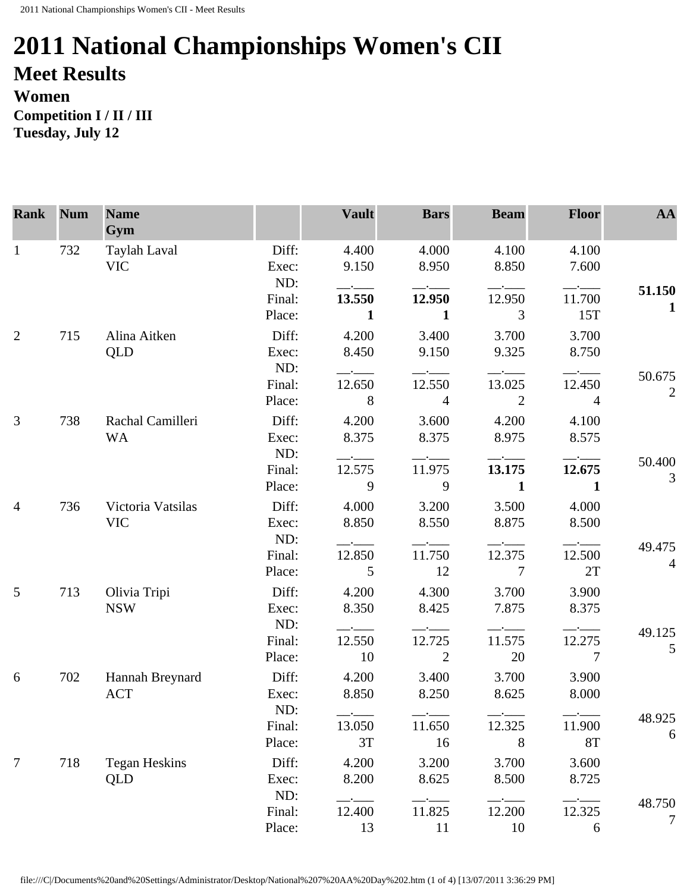// 2011 National Championships Women's CII
# 2011 National Championships Women's CII
## Meet Results
### Women
**Competition I / II / III**
**Tuesday, July 12**

| Rank | Num | Name<br>Gym | | Vault | Bars | Beam | Floor | AA |
|---|---|---|---|---|---|---|---|---|
| 1 | 732 | Taylah Laval<br>VIC | Diff: | 4.400 | 4.000 | 4.100 | 4.100 | |
| | | | Exec: | 9.150 | 8.950 | 8.850 | 7.600 | |
| | | | ND: | __.___ | __.___ | __.___ | __.___ | |
| | | | Final: | **13.550** | **12.950** | 12.950 | 11.700 | **51.150** |
| | | | Place: | **1** | **1** | 3 | 15T | **1** |
| 2 | 715 | Alina Aitken<br>QLD | Diff: | 4.200 | 3.400 | 3.700 | 3.700 | |
| | | | Exec: | 8.450 | 9.150 | 9.325 | 8.750 | |
| | | | ND: | __.___ | __.___ | __.___ | __.___ | |
| | | | Final: | 12.650 | 12.550 | 13.025 | 12.450 | 50.675 |
| | | | Place: | 8 | 4 | 2 | 4 | 2 |
| 3 | 738 | Rachal Camilleri<br>WA | Diff: | 4.200 | 3.600 | 4.200 | 4.100 | |
| | | | Exec: | 8.375 | 8.375 | 8.975 | 8.575 | |
| | | | ND: | __.___ | __.___ | __.___ | __.___ | |
| | | | Final: | 12.575 | 11.975 | **13.175** | **12.675** | 50.400 |
| | | | Place: | 9 | 9 | **1** | **1** | 3 |
| 4 | 736 | Victoria Vatsilas<br>VIC | Diff: | 4.000 | 3.200 | 3.500 | 4.000 | |
| | | | Exec: | 8.850 | 8.550 | 8.875 | 8.500 | |
| | | | ND: | __.___ | __.___ | __.___ | __.___ | |
| | | | Final: | 12.850 | 11.750 | 12.375 | 12.500 | 49.475 |
| | | | Place: | 5 | 12 | 7 | 2T | 4 |
| 5 | 713 | Olivia Tripi<br>NSW | Diff: | 4.200 | 4.300 | 3.700 | 3.900 | |
| | | | Exec: | 8.350 | 8.425 | 7.875 | 8.375 | |
| | | | ND: | __.___ | __.___ | __.___ | __.___ | |
| | | | Final: | 12.550 | 12.725 | 11.575 | 12.275 | 49.125 |
| | | | Place: | 10 | 2 | 20 | 7 | 5 |
| 6 | 702 | Hannah Breynard<br>ACT | Diff: | 4.200 | 3.400 | 3.700 | 3.900 | |
| | | | Exec: | 8.850 | 8.250 | 8.625 | 8.000 | |
| | | | ND: | __.___ | __.___ | __.___ | __.___ | |
| | | | Final: | 13.050 | 11.650 | 12.325 | 11.900 | 48.925 |
| | | | Place: | 3T | 16 | 8 | 8T | 6 |
| 7 | 718 | Tegan Heskins<br>QLD | Diff: | 4.200 | 3.200 | 3.700 | 3.600 | |
| | | | Exec: | 8.200 | 8.625 | 8.500 | 8.725 | |
| | | | ND: | __.___ | __.___ | __.___ | __.___ | |
| | | | Final: | 12.400 | 11.825 | 12.200 | 12.325 | 48.750 |
| | | | Place: | 13 | 11 | 10 | 6 | 7 |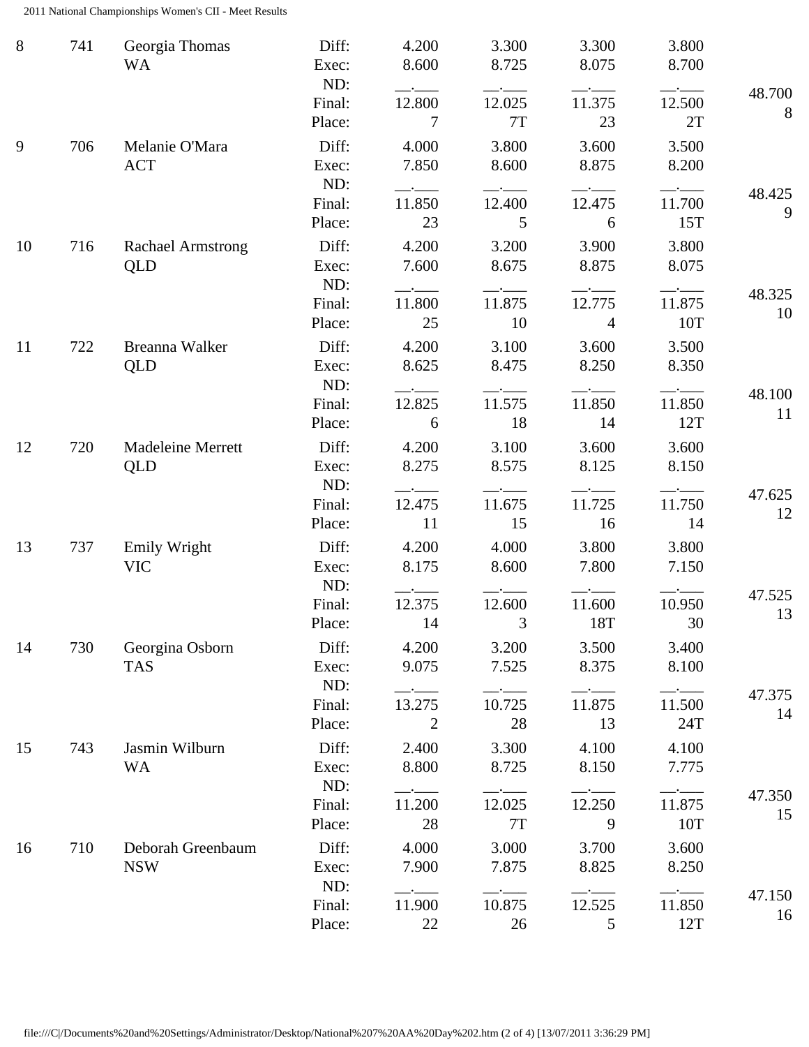| Place | No. | Name / State | | Vault | Bars | Beam | Floor | AA |
|---|---|---|---|---|---|---|---|---|
| 8 | 741 | Georgia Thomas WA | Diff: | 4.200 | 3.300 | 3.300 | 3.800 | |
| | | | Exec: | 8.600 | 8.725 | 8.075 | 8.700 | |
| | | | ND: | __.___ | __.___ | __.___ | __.___ | |
| | | | Final: | 12.800 | 12.025 | 11.375 | 12.500 | 48.700 |
| | | | Place: | 7 | 7T | 23 | 2T | 8 |
| 9 | 706 | Melanie O'Mara ACT | Diff: | 4.000 | 3.800 | 3.600 | 3.500 | |
| | | | Exec: | 7.850 | 8.600 | 8.875 | 8.200 | |
| | | | ND: | __.___ | __.___ | __.___ | __.___ | |
| | | | Final: | 11.850 | 12.400 | 12.475 | 11.700 | 48.425 |
| | | | Place: | 23 | 5 | 6 | 15T | 9 |
| 10 | 716 | Rachael Armstrong QLD | Diff: | 4.200 | 3.200 | 3.900 | 3.800 | |
| | | | Exec: | 7.600 | 8.675 | 8.875 | 8.075 | |
| | | | ND: | __.___ | __.___ | __.___ | __.___ | |
| | | | Final: | 11.800 | 11.875 | 12.775 | 11.875 | 48.325 |
| | | | Place: | 25 | 10 | 4 | 10T | 10 |
| 11 | 722 | Breanna Walker QLD | Diff: | 4.200 | 3.100 | 3.600 | 3.500 | |
| | | | Exec: | 8.625 | 8.475 | 8.250 | 8.350 | |
| | | | ND: | __.___ | __.___ | __.___ | __.___ | |
| | | | Final: | 12.825 | 11.575 | 11.850 | 11.850 | 48.100 |
| | | | Place: | 6 | 18 | 14 | 12T | 11 |
| 12 | 720 | Madeleine Merrett QLD | Diff: | 4.200 | 3.100 | 3.600 | 3.600 | |
| | | | Exec: | 8.275 | 8.575 | 8.125 | 8.150 | |
| | | | ND: | __.___ | __.___ | __.___ | __.___ | |
| | | | Final: | 12.475 | 11.675 | 11.725 | 11.750 | 47.625 |
| | | | Place: | 11 | 15 | 16 | 14 | 12 |
| 13 | 737 | Emily Wright VIC | Diff: | 4.200 | 4.000 | 3.800 | 3.800 | |
| | | | Exec: | 8.175 | 8.600 | 7.800 | 7.150 | |
| | | | ND: | __.___ | __.___ | __.___ | __.___ | |
| | | | Final: | 12.375 | 12.600 | 11.600 | 10.950 | 47.525 |
| | | | Place: | 14 | 3 | 18T | 30 | 13 |
| 14 | 730 | Georgina Osborn TAS | Diff: | 4.200 | 3.200 | 3.500 | 3.400 | |
| | | | Exec: | 9.075 | 7.525 | 8.375 | 8.100 | |
| | | | ND: | __.___ | __.___ | __.___ | __.___ | |
| | | | Final: | 13.275 | 10.725 | 11.875 | 11.500 | 47.375 |
| | | | Place: | 2 | 28 | 13 | 24T | 14 |
| 15 | 743 | Jasmin Wilburn WA | Diff: | 2.400 | 3.300 | 4.100 | 4.100 | |
| | | | Exec: | 8.800 | 8.725 | 8.150 | 7.775 | |
| | | | ND: | __.___ | __.___ | __.___ | __.___ | |
| | | | Final: | 11.200 | 12.025 | 12.250 | 11.875 | 47.350 |
| | | | Place: | 28 | 7T | 9 | 10T | 15 |
| 16 | 710 | Deborah Greenbaum NSW | Diff: | 4.000 | 3.000 | 3.700 | 3.600 | |
| | | | Exec: | 7.900 | 7.875 | 8.825 | 8.250 | |
| | | | ND: | __.___ | __.___ | __.___ | __.___ | |
| | | | Final: | 11.900 | 10.875 | 12.525 | 11.850 | 47.150 |
| | | | Place: | 22 | 26 | 5 | 12T | 16 |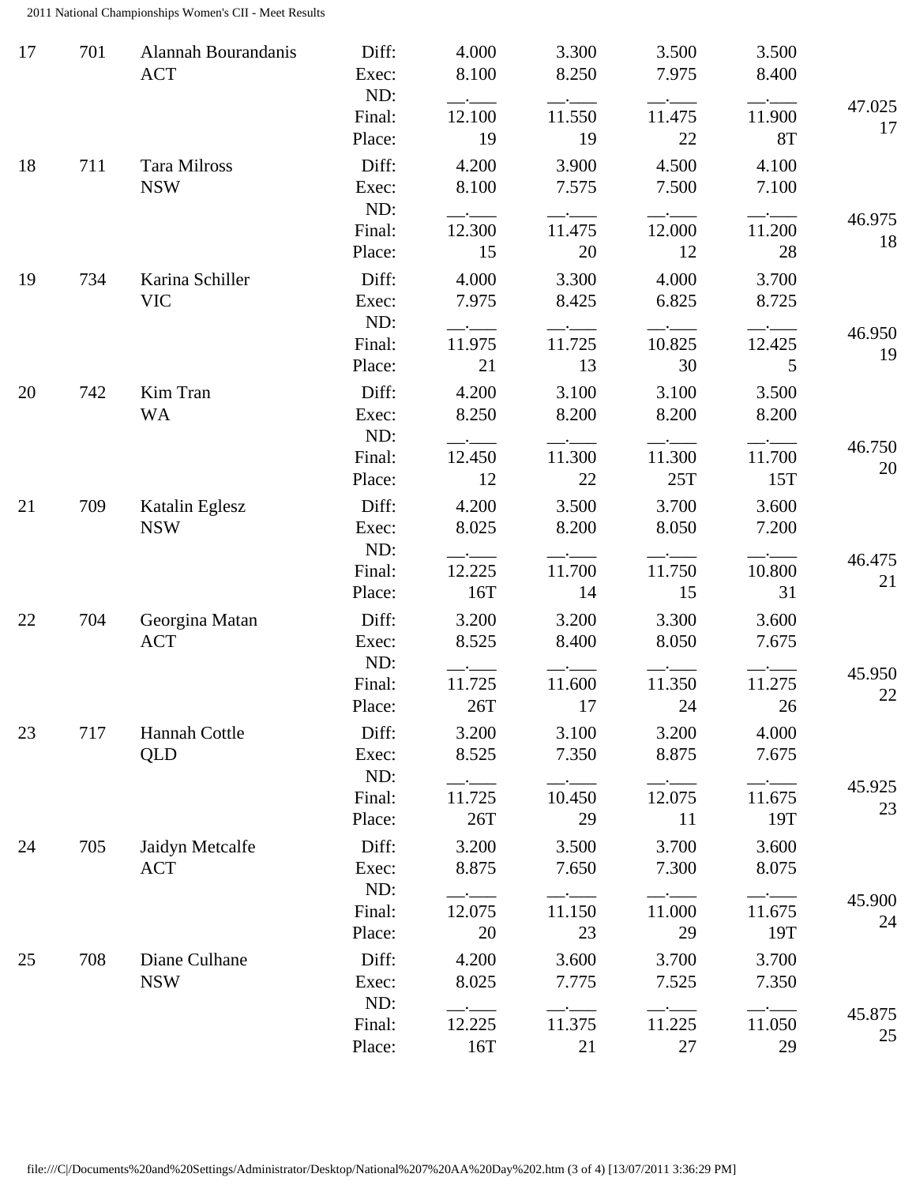| Place | Num | Name / Team | | Vault | Bars | Beam | Floor | AA |
|---|---|---|---|---|---|---|---|---|
| 17 | 701 | Alannah Bourandanis ACT | Diff: | 4.000 | 3.300 | 3.500 | 3.500 | |
| | | | Exec: | 8.100 | 8.250 | 7.975 | 8.400 | |
| | | | ND: | __.___ | __.___ | __.___ | __.___ | |
| | | | Final: | 12.100 | 11.550 | 11.475 | 11.900 | 47.025 |
| | | | Place: | 19 | 19 | 22 | 8T | 17 |
| 18 | 711 | Tara Milross NSW | Diff: | 4.200 | 3.900 | 4.500 | 4.100 | |
| | | | Exec: | 8.100 | 7.575 | 7.500 | 7.100 | |
| | | | ND: | __.___ | __.___ | __.___ | __.___ | |
| | | | Final: | 12.300 | 11.475 | 12.000 | 11.200 | 46.975 |
| | | | Place: | 15 | 20 | 12 | 28 | 18 |
| 19 | 734 | Karina Schiller VIC | Diff: | 4.000 | 3.300 | 4.000 | 3.700 | |
| | | | Exec: | 7.975 | 8.425 | 6.825 | 8.725 | |
| | | | ND: | __.___ | __.___ | __.___ | __.___ | |
| | | | Final: | 11.975 | 11.725 | 10.825 | 12.425 | 46.950 |
| | | | Place: | 21 | 13 | 30 | 5 | 19 |
| 20 | 742 | Kim Tran WA | Diff: | 4.200 | 3.100 | 3.100 | 3.500 | |
| | | | Exec: | 8.250 | 8.200 | 8.200 | 8.200 | |
| | | | ND: | __.___ | __.___ | __.___ | __.___ | |
| | | | Final: | 12.450 | 11.300 | 11.300 | 11.700 | 46.750 |
| | | | Place: | 12 | 22 | 25T | 15T | 20 |
| 21 | 709 | Katalin Eglesz NSW | Diff: | 4.200 | 3.500 | 3.700 | 3.600 | |
| | | | Exec: | 8.025 | 8.200 | 8.050 | 7.200 | |
| | | | ND: | __.___ | __.___ | __.___ | __.___ | |
| | | | Final: | 12.225 | 11.700 | 11.750 | 10.800 | 46.475 |
| | | | Place: | 16T | 14 | 15 | 31 | 21 |
| 22 | 704 | Georgina Matan ACT | Diff: | 3.200 | 3.200 | 3.300 | 3.600 | |
| | | | Exec: | 8.525 | 8.400 | 8.050 | 7.675 | |
| | | | ND: | __.___ | __.___ | __.___ | __.___ | |
| | | | Final: | 11.725 | 11.600 | 11.350 | 11.275 | 45.950 |
| | | | Place: | 26T | 17 | 24 | 26 | 22 |
| 23 | 717 | Hannah Cottle QLD | Diff: | 3.200 | 3.100 | 3.200 | 4.000 | |
| | | | Exec: | 8.525 | 7.350 | 8.875 | 7.675 | |
| | | | ND: | __.___ | __.___ | __.___ | __.___ | |
| | | | Final: | 11.725 | 10.450 | 12.075 | 11.675 | 45.925 |
| | | | Place: | 26T | 29 | 11 | 19T | 23 |
| 24 | 705 | Jaidyn Metcalfe ACT | Diff: | 3.200 | 3.500 | 3.700 | 3.600 | |
| | | | Exec: | 8.875 | 7.650 | 7.300 | 8.075 | |
| | | | ND: | __.___ | __.___ | __.___ | __.___ | |
| | | | Final: | 12.075 | 11.150 | 11.000 | 11.675 | 45.900 |
| | | | Place: | 20 | 23 | 29 | 19T | 24 |
| 25 | 708 | Diane Culhane NSW | Diff: | 4.200 | 3.600 | 3.700 | 3.700 | |
| | | | Exec: | 8.025 | 7.775 | 7.525 | 7.350 | |
| | | | ND: | __.___ | __.___ | __.___ | __.___ | |
| | | | Final: | 12.225 | 11.375 | 11.225 | 11.050 | 45.875 |
| | | | Place: | 16T | 21 | 27 | 29 | 25 |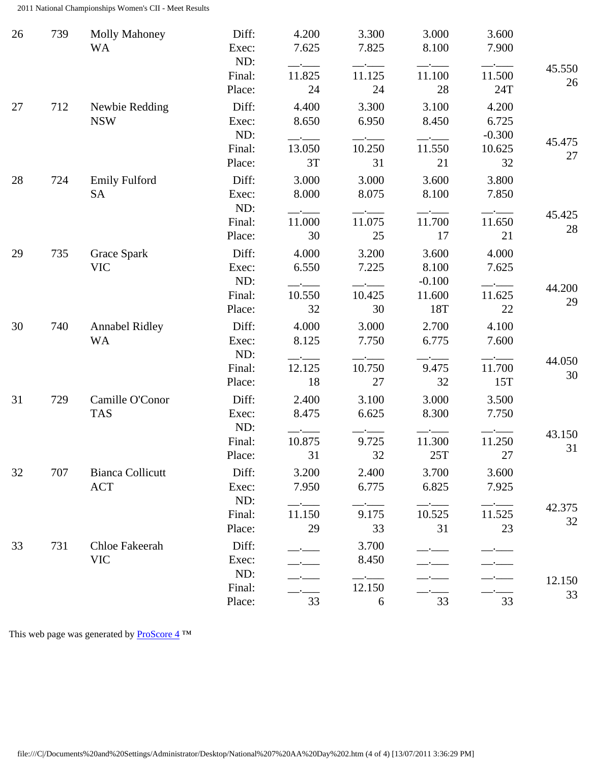| | | | | | | | | |
|---|---|---|---|---|---|---|---|---|
| 26 | 739 | Molly Mahoney<br>WA | Diff: | 4.200 | 3.300 | 3.000 | 3.600 | |
| | | | Exec: | 7.625 | 7.825 | 8.100 | 7.900 | |
| | | | ND: | __.___ | __.___ | __.___ | __.___ | 45.550 |
| | | | Final: | 11.825 | 11.125 | 11.100 | 11.500 | 26 |
| | | | Place: | 24 | 24 | 28 | 24T | |
| 27 | 712 | Newbie Redding<br>NSW | Diff: | 4.400 | 3.300 | 3.100 | 4.200 | |
| | | | Exec: | 8.650 | 6.950 | 8.450 | 6.725 | |
| | | | ND: | __.___ | __.___ | __.___ | -0.300 | 45.475 |
| | | | Final: | 13.050 | 10.250 | 11.550 | 10.625 | 27 |
| | | | Place: | 3T | 31 | 21 | 32 | |
| 28 | 724 | Emily Fulford<br>SA | Diff: | 3.000 | 3.000 | 3.600 | 3.800 | |
| | | | Exec: | 8.000 | 8.075 | 8.100 | 7.850 | |
| | | | ND: | __.___ | __.___ | __.___ | __.___ | 45.425 |
| | | | Final: | 11.000 | 11.075 | 11.700 | 11.650 | 28 |
| | | | Place: | 30 | 25 | 17 | 21 | |
| 29 | 735 | Grace Spark<br>VIC | Diff: | 4.000 | 3.200 | 3.600 | 4.000 | |
| | | | Exec: | 6.550 | 7.225 | 8.100 | 7.625 | |
| | | | ND: | __.___ | __.___ | -0.100 | __.___ | 44.200 |
| | | | Final: | 10.550 | 10.425 | 11.600 | 11.625 | 29 |
| | | | Place: | 32 | 30 | 18T | 22 | |
| 30 | 740 | Annabel Ridley<br>WA | Diff: | 4.000 | 3.000 | 2.700 | 4.100 | |
| | | | Exec: | 8.125 | 7.750 | 6.775 | 7.600 | |
| | | | ND: | __.___ | __.___ | __.___ | __.___ | 44.050 |
| | | | Final: | 12.125 | 10.750 | 9.475 | 11.700 | 30 |
| | | | Place: | 18 | 27 | 32 | 15T | |
| 31 | 729 | Camille O'Conor<br>TAS | Diff: | 2.400 | 3.100 | 3.000 | 3.500 | |
| | | | Exec: | 8.475 | 6.625 | 8.300 | 7.750 | |
| | | | ND: | __.___ | __.___ | __.___ | __.___ | 43.150 |
| | | | Final: | 10.875 | 9.725 | 11.300 | 11.250 | 31 |
| | | | Place: | 31 | 32 | 25T | 27 | |
| 32 | 707 | Bianca Collicutt<br>ACT | Diff: | 3.200 | 2.400 | 3.700 | 3.600 | |
| | | | Exec: | 7.950 | 6.775 | 6.825 | 7.925 | |
| | | | ND: | __.___ | __.___ | __.___ | __.___ | 42.375 |
| | | | Final: | 11.150 | 9.175 | 10.525 | 11.525 | 32 |
| | | | Place: | 29 | 33 | 31 | 23 | |
| 33 | 731 | Chloe Fakeerah<br>VIC | Diff: | __.___ | 3.700 | __.___ | __.___ | |
| | | | Exec: | __.___ | 8.450 | __.___ | __.___ | |
| | | | ND: | __.___ | __.___ | __.___ | __.___ | 12.150 |
| | | | Final: | __.___ | 12.150 | __.___ | __.___ | 33 |
| | | | Place: | 33 | 6 | 33 | 33 | |

This web page was generated by ProScore 4 ™